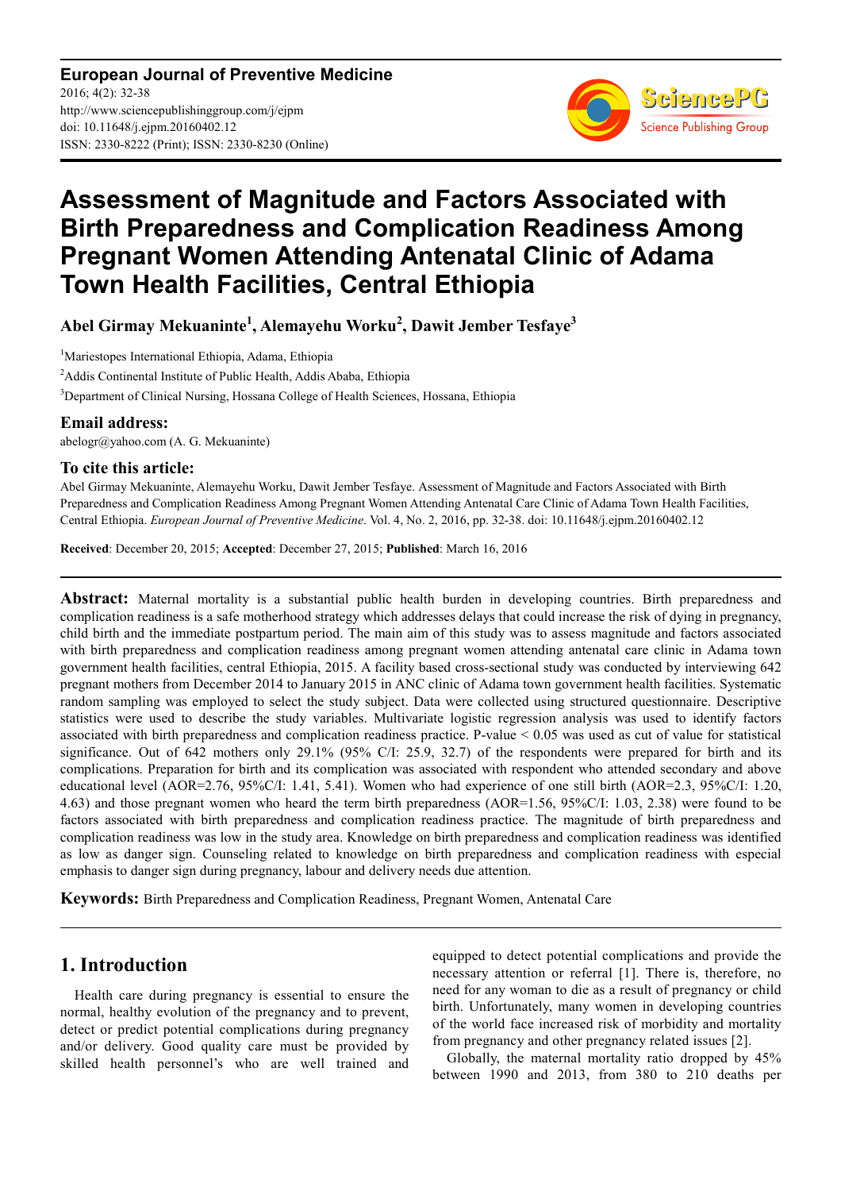# Assessment of Magnitude and Factors Associated with Birth Preparedness and Complication Readiness Among Pregnant Women Attending Antenatal Clinic of Adama Town Health Facilities, Central Ethiopia

**Abel Girmay Mekuaninte[1], Alemayehu Worku[2], Dawit Jember Tesfaye[3]**

[1]Mariestopes International Ethiopia, Adama, Ethiopia

[2]Addis Continental Institute of Public Health, Addis Ababa, Ethiopia

[3]Department of Clinical Nursing, Hossana College of Health Sciences, Hossana, Ethiopia

## Email address:

abelogr@yahoo.com (A. G. Mekuaninte)

## To cite this article:

Abel Girmay Mekuaninte, Alemayehu Worku, Dawit Jember Tesfaye. Assessment of Magnitude and Factors Associated with Birth Preparedness and Complication Readiness Among Pregnant Women Attending Antenatal Care Clinic of Adama Town Health Facilities, Central Ethiopia. *European Journal of Preventive Medicine*. Vol. 4, No. 2, 2016, pp. 32-38. doi: 10.11648/j.ejpm.20160402.12

**Received**: December 20, 2015; **Accepted**: December 27, 2015; **Published**: March 16, 2016

---

**Abstract:** Maternal mortality is a substantial public health burden in developing countries. Birth preparedness and complication readiness is a safe motherhood strategy which addresses delays that could increase the risk of dying in pregnancy, child birth and the immediate postpartum period. The main aim of this study was to assess magnitude and factors associated with birth preparedness and complication readiness among pregnant women attending antenatal care clinic in Adama town government health facilities, central Ethiopia, 2015. A facility based cross-sectional study was conducted by interviewing 642 pregnant mothers from December 2014 to January 2015 in ANC clinic of Adama town government health facilities. Systematic random sampling was employed to select the study subject. Data were collected using structured questionnaire. Descriptive statistics were used to describe the study variables. Multivariate logistic regression analysis was used to identify factors associated with birth preparedness and complication readiness practice. P-value < 0.05 was used as cut of value for statistical significance. Out of 642 mothers only 29.1% (95% C/I: 25.9, 32.7) of the respondents were prepared for birth and its complications. Preparation for birth and its complication was associated with respondent who attended secondary and above educational level (AOR=2.76, 95%C/I: 1.41, 5.41). Women who had experience of one still birth (AOR=2.3, 95%C/I: 1.20, 4.63) and those pregnant women who heard the term birth preparedness (AOR=1.56, 95%C/I: 1.03, 2.38) were found to be factors associated with birth preparedness and complication readiness practice. The magnitude of birth preparedness and complication readiness was low in the study area. Knowledge on birth preparedness and complication readiness was identified as low as danger sign. Counseling related to knowledge on birth preparedness and complication readiness with especial emphasis to danger sign during pregnancy, labour and delivery needs due attention.

**Keywords:** Birth Preparedness and Complication Readiness, Pregnant Women, Antenatal Care

---

## 1. Introduction

Health care during pregnancy is essential to ensure the normal, healthy evolution of the pregnancy and to prevent, detect or predict potential complications during pregnancy and/or delivery. Good quality care must be provided by skilled health personnel's who are well trained and equipped to detect potential complications and provide the necessary attention or referral [1]. There is, therefore, no need for any woman to die as a result of pregnancy or child birth. Unfortunately, many women in developing countries of the world face increased risk of morbidity and mortality from pregnancy and other pregnancy related issues [2].

Globally, the maternal mortality ratio dropped by 45% between 1990 and 2013, from 380 to 210 deaths per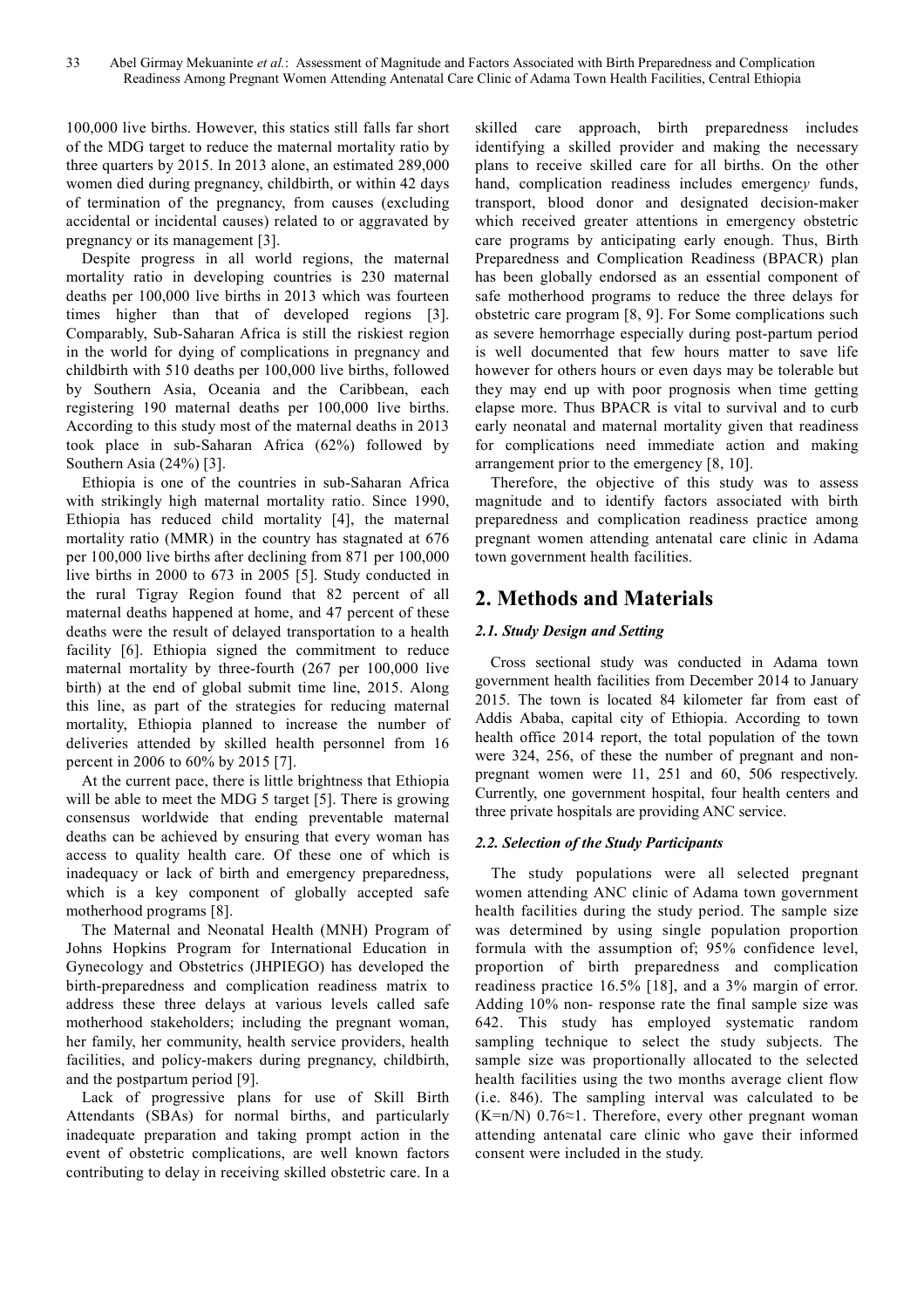100,000 live births. However, this statics still falls far short of the MDG target to reduce the maternal mortality ratio by three quarters by 2015. In 2013 alone, an estimated 289,000 women died during pregnancy, childbirth, or within 42 days of termination of the pregnancy, from causes (excluding accidental or incidental causes) related to or aggravated by pregnancy or its management [3].

Despite progress in all world regions, the maternal mortality ratio in developing countries is 230 maternal deaths per 100,000 live births in 2013 which was fourteen times higher than that of developed regions [3]. Comparably, Sub-Saharan Africa is still the riskiest region in the world for dying of complications in pregnancy and childbirth with 510 deaths per 100,000 live births, followed by Southern Asia, Oceania and the Caribbean, each registering 190 maternal deaths per 100,000 live births. According to this study most of the maternal deaths in 2013 took place in sub-Saharan Africa (62%) followed by Southern Asia (24%) [3].

Ethiopia is one of the countries in sub-Saharan Africa with strikingly high maternal mortality ratio. Since 1990, Ethiopia has reduced child mortality [4], the maternal mortality ratio (MMR) in the country has stagnated at 676 per 100,000 live births after declining from 871 per 100,000 live births in 2000 to 673 in 2005 [5]. Study conducted in the rural Tigray Region found that 82 percent of all maternal deaths happened at home, and 47 percent of these deaths were the result of delayed transportation to a health facility [6]. Ethiopia signed the commitment to reduce maternal mortality by three-fourth (267 per 100,000 live birth) at the end of global submit time line, 2015. Along this line, as part of the strategies for reducing maternal mortality, Ethiopia planned to increase the number of deliveries attended by skilled health personnel from 16 percent in 2006 to 60% by 2015 [7].

At the current pace, there is little brightness that Ethiopia will be able to meet the MDG 5 target [5]. There is growing consensus worldwide that ending preventable maternal deaths can be achieved by ensuring that every woman has access to quality health care. Of these one of which is inadequacy or lack of birth and emergency preparedness, which is a key component of globally accepted safe motherhood programs [8].

The Maternal and Neonatal Health (MNH) Program of Johns Hopkins Program for International Education in Gynecology and Obstetrics (JHPIEGO) has developed the birth-preparedness and complication readiness matrix to address these three delays at various levels called safe motherhood stakeholders; including the pregnant woman, her family, her community, health service providers, health facilities, and policy-makers during pregnancy, childbirth, and the postpartum period [9].

Lack of progressive plans for use of Skill Birth Attendants (SBAs) for normal births, and particularly inadequate preparation and taking prompt action in the event of obstetric complications, are well known factors contributing to delay in receiving skilled obstetric care. In a skilled care approach, birth preparedness includes identifying a skilled provider and making the necessary plans to receive skilled care for all births. On the other hand, complication readiness includes emergency funds, transport, blood donor and designated decision-maker which received greater attentions in emergency obstetric care programs by anticipating early enough. Thus, Birth Preparedness and Complication Readiness (BPACR) plan has been globally endorsed as an essential component of safe motherhood programs to reduce the three delays for obstetric care program [8, 9]. For Some complications such as severe hemorrhage especially during post-partum period is well documented that few hours matter to save life however for others hours or even days may be tolerable but they may end up with poor prognosis when time getting elapse more. Thus BPACR is vital to survival and to curb early neonatal and maternal mortality given that readiness for complications need immediate action and making arrangement prior to the emergency [8, 10].

Therefore, the objective of this study was to assess magnitude and to identify factors associated with birth preparedness and complication readiness practice among pregnant women attending antenatal care clinic in Adama town government health facilities.

## 2. Methods and Materials

### *2.1. Study Design and Setting*

Cross sectional study was conducted in Adama town government health facilities from December 2014 to January 2015. The town is located 84 kilometer far from east of Addis Ababa, capital city of Ethiopia. According to town health office 2014 report, the total population of the town were 324, 256, of these the number of pregnant and non-pregnant women were 11, 251 and 60, 506 respectively. Currently, one government hospital, four health centers and three private hospitals are providing ANC service.

### *2.2. Selection of the Study Participants*

The study populations were all selected pregnant women attending ANC clinic of Adama town government health facilities during the study period. The sample size was determined by using single population proportion formula with the assumption of; 95% confidence level, proportion of birth preparedness and complication readiness practice 16.5% [18], and a 3% margin of error. Adding 10% non- response rate the final sample size was 642. This study has employed systematic random sampling technique to select the study subjects. The sample size was proportionally allocated to the selected health facilities using the two months average client flow (i.e. 846). The sampling interval was calculated to be (K=n/N) 0.76≈1. Therefore, every other pregnant woman attending antenatal care clinic who gave their informed consent were included in the study.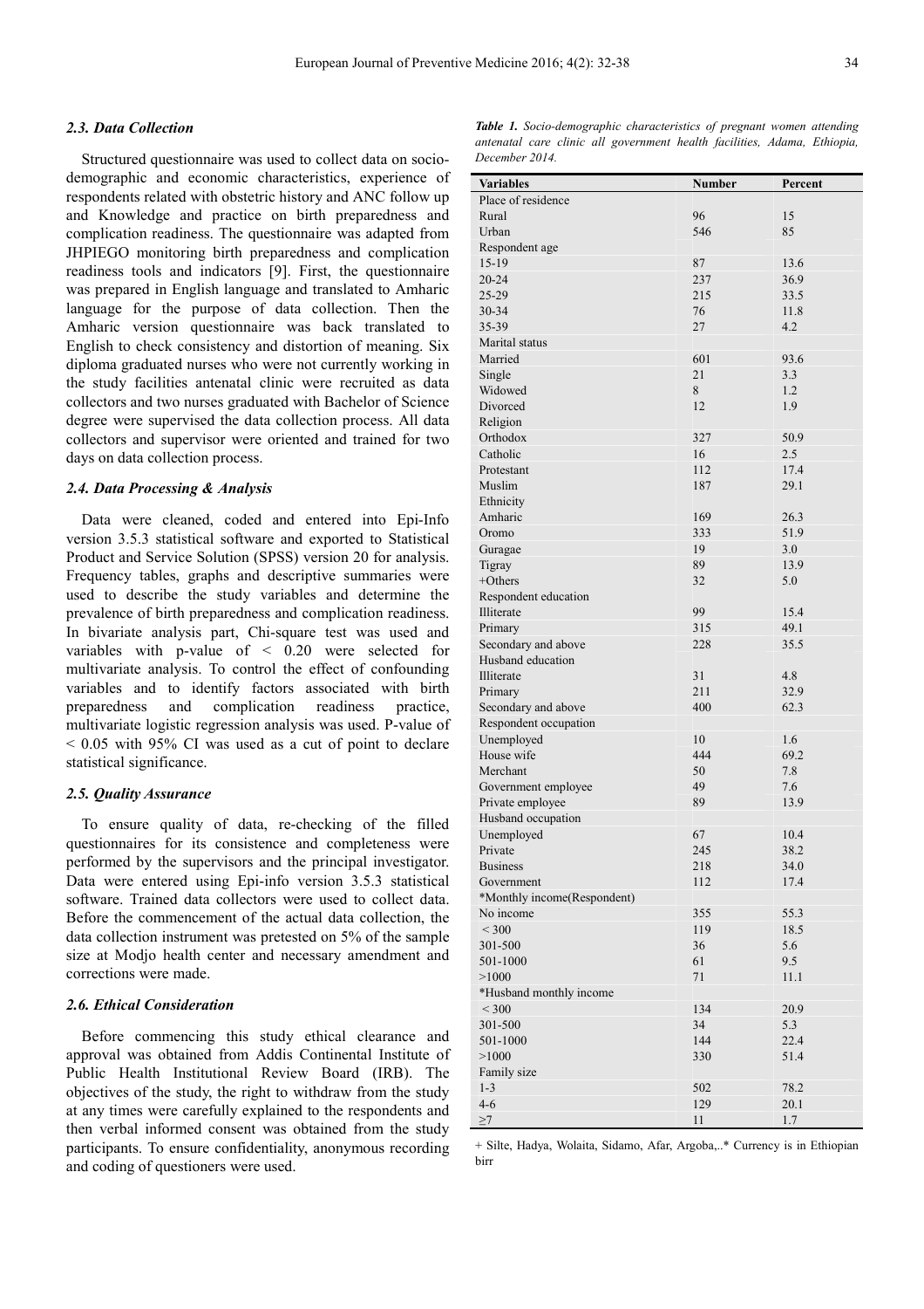### 2.3. Data Collection

Structured questionnaire was used to collect data on socio-demographic and economic characteristics, experience of respondents related with obstetric history and ANC follow up and Knowledge and practice on birth preparedness and complication readiness. The questionnaire was adapted from JHPIEGO monitoring birth preparedness and complication readiness tools and indicators [9]. First, the questionnaire was prepared in English language and translated to Amharic language for the purpose of data collection. Then the Amharic version questionnaire was back translated to English to check consistency and distortion of meaning. Six diploma graduated nurses who were not currently working in the study facilities antenatal clinic were recruited as data collectors and two nurses graduated with Bachelor of Science degree were supervised the data collection process. All data collectors and supervisor were oriented and trained for two days on data collection process.

### 2.4. Data Processing & Analysis

Data were cleaned, coded and entered into Epi-Info version 3.5.3 statistical software and exported to Statistical Product and Service Solution (SPSS) version 20 for analysis. Frequency tables, graphs and descriptive summaries were used to describe the study variables and determine the prevalence of birth preparedness and complication readiness. In bivariate analysis part, Chi-square test was used and variables with p-value of < 0.20 were selected for multivariate analysis. To control the effect of confounding variables and to identify factors associated with birth preparedness and complication readiness practice, multivariate logistic regression analysis was used. P-value of < 0.05 with 95% CI was used as a cut of point to declare statistical significance.

### 2.5. Quality Assurance

To ensure quality of data, re-checking of the filled questionnaires for its consistence and completeness were performed by the supervisors and the principal investigator. Data were entered using Epi-info version 3.5.3 statistical software. Trained data collectors were used to collect data. Before the commencement of the actual data collection, the data collection instrument was pretested on 5% of the sample size at Modjo health center and necessary amendment and corrections were made.

### 2.6. Ethical Consideration

Before commencing this study ethical clearance and approval was obtained from Addis Continental Institute of Public Health Institutional Review Board (IRB). The objectives of the study, the right to withdraw from the study at any times were carefully explained to the respondents and then verbal informed consent was obtained from the study participants. To ensure confidentiality, anonymous recording and coding of questioners were used.

***Table 1.*** *Socio-demographic characteristics of pregnant women attending antenatal care clinic all government health facilities, Adama, Ethiopia, December 2014.*

| Variables | Number | Percent |
|---|---|---|
| Place of residence | | |
| Rural | 96 | 15 |
| Urban | 546 | 85 |
| Respondent age | | |
| 15-19 | 87 | 13.6 |
| 20-24 | 237 | 36.9 |
| 25-29 | 215 | 33.5 |
| 30-34 | 76 | 11.8 |
| 35-39 | 27 | 4.2 |
| Marital status | | |
| Married | 601 | 93.6 |
| Single | 21 | 3.3 |
| Widowed | 8 | 1.2 |
| Divorced | 12 | 1.9 |
| Religion | | |
| Orthodox | 327 | 50.9 |
| Catholic | 16 | 2.5 |
| Protestant | 112 | 17.4 |
| Muslim | 187 | 29.1 |
| Ethnicity | | |
| Amharic | 169 | 26.3 |
| Oromo | 333 | 51.9 |
| Guragae | 19 | 3.0 |
| Tigray | 89 | 13.9 |
| +Others | 32 | 5.0 |
| Respondent education | | |
| Illiterate | 99 | 15.4 |
| Primary | 315 | 49.1 |
| Secondary and above | 228 | 35.5 |
| Husband education | | |
| Illiterate | 31 | 4.8 |
| Primary | 211 | 32.9 |
| Secondary and above | 400 | 62.3 |
| Respondent occupation | | |
| Unemployed | 10 | 1.6 |
| House wife | 444 | 69.2 |
| Merchant | 50 | 7.8 |
| Government employee | 49 | 7.6 |
| Private employee | 89 | 13.9 |
| Husband occupation | | |
| Unemployed | 67 | 10.4 |
| Private | 245 | 38.2 |
| Business | 218 | 34.0 |
| Government | 112 | 17.4 |
| *Monthly income(Respondent) | | |
| No income | 355 | 55.3 |
| < 300 | 119 | 18.5 |
| 301-500 | 36 | 5.6 |
| 501-1000 | 61 | 9.5 |
| >1000 | 71 | 11.1 |
| *Husband monthly income | | |
| < 300 | 134 | 20.9 |
| 301-500 | 34 | 5.3 |
| 501-1000 | 144 | 22.4 |
| >1000 | 330 | 51.4 |
| Family size | | |
| 1-3 | 502 | 78.2 |
| 4-6 | 129 | 20.1 |
| ≥7 | 11 | 1.7 |

+ Silte, Hadya, Wolaita, Sidamo, Afar, Argoba,..* Currency is in Ethiopian birr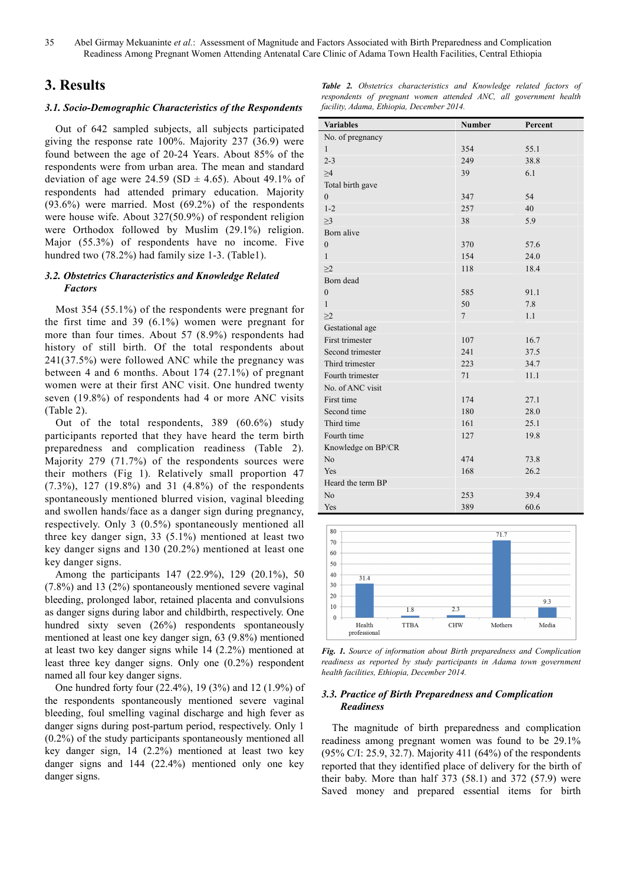## 3. Results

### 3.1. Socio-Demographic Characteristics of the Respondents

Out of 642 sampled subjects, all subjects participated giving the response rate 100%. Majority 237 (36.9) were found between the age of 20-24 Years. About 85% of the respondents were from urban area. The mean and standard deviation of age were 24.59 (SD ± 4.65). About 49.1% of respondents had attended primary education. Majority (93.6%) were married. Most (69.2%) of the respondents were house wife. About 327(50.9%) of respondent religion were Orthodox followed by Muslim (29.1%) religion. Major (55.3%) of respondents have no income. Five hundred two (78.2%) had family size 1-3. (Table1).

### 3.2. Obstetrics Characteristics and Knowledge Related Factors

Most 354 (55.1%) of the respondents were pregnant for the first time and 39 (6.1%) women were pregnant for more than four times. About 57 (8.9%) respondents had history of still birth. Of the total respondents about 241(37.5%) were followed ANC while the pregnancy was between 4 and 6 months. About 174 (27.1%) of pregnant women were at their first ANC visit. One hundred twenty seven (19.8%) of respondents had 4 or more ANC visits (Table 2).

Out of the total respondents, 389 (60.6%) study participants reported that they have heard the term birth preparedness and complication readiness (Table 2). Majority 279 (71.7%) of the respondents sources were their mothers (Fig 1). Relatively small proportion 47 (7.3%), 127 (19.8%) and 31 (4.8%) of the respondents spontaneously mentioned blurred vision, vaginal bleeding and swollen hands/face as a danger sign during pregnancy, respectively. Only 3 (0.5%) spontaneously mentioned all three key danger sign, 33 (5.1%) mentioned at least two key danger signs and 130 (20.2%) mentioned at least one key danger signs.

Among the participants 147 (22.9%), 129 (20.1%), 50 (7.8%) and 13 (2%) spontaneously mentioned severe vaginal bleeding, prolonged labor, retained placenta and convulsions as danger signs during labor and childbirth, respectively. One hundred sixty seven (26%) respondents spontaneously mentioned at least one key danger sign, 63 (9.8%) mentioned at least two key danger signs while 14 (2.2%) mentioned at least three key danger signs. Only one (0.2%) respondent named all four key danger signs.

One hundred forty four (22.4%), 19 (3%) and 12 (1.9%) of the respondents spontaneously mentioned severe vaginal bleeding, foul smelling vaginal discharge and high fever as danger signs during post-partum period, respectively. Only 1 (0.2%) of the study participants spontaneously mentioned all key danger sign, 14 (2.2%) mentioned at least two key danger signs and 144 (22.4%) mentioned only one key danger signs.

***Table 2.*** *Obstetrics characteristics and Knowledge related factors of respondents of pregnant women attended ANC, all government health facility, Adama, Ethiopia, December 2014.*

| Variables | Number | Percent |
|---|---|---|
| No. of pregnancy | | |
| 1 | 354 | 55.1 |
| 2-3 | 249 | 38.8 |
| ≥4 | 39 | 6.1 |
| Total birth gave | | |
| 0 | 347 | 54 |
| 1-2 | 257 | 40 |
| ≥3 | 38 | 5.9 |
| Born alive | | |
| 0 | 370 | 57.6 |
| 1 | 154 | 24.0 |
| ≥2 | 118 | 18.4 |
| Born dead | | |
| 0 | 585 | 91.1 |
| 1 | 50 | 7.8 |
| ≥2 | 7 | 1.1 |
| Gestational age | | |
| First trimester | 107 | 16.7 |
| Second trimester | 241 | 37.5 |
| Third trimester | 223 | 34.7 |
| Fourth trimester | 71 | 11.1 |
| No. of ANC visit | | |
| First time | 174 | 27.1 |
| Second time | 180 | 28.0 |
| Third time | 161 | 25.1 |
| Fourth time | 127 | 19.8 |
| Knowledge on BP/CR | | |
| No | 474 | 73.8 |
| Yes | 168 | 26.2 |
| Heard the term BP | | |
| No | 253 | 39.4 |
| Yes | 389 | 60.6 |

| Source | Percent |
|---|---|
| Health professional | 31.4 |
| TTBA | 1.8 |
| CHW | 2.3 |
| Mothers | 71.7 |
| Media | 9.3 |

***Fig. 1.*** *Source of information about Birth preparedness and Complication readiness as reported by study participants in Adama town government health facilities, Ethiopia, December 2014.*

### 3.3. Practice of Birth Preparedness and Complication Readiness

The magnitude of birth preparedness and complication readiness among pregnant women was found to be 29.1% (95% C/I: 25.9, 32.7). Majority 411 (64%) of the respondents reported that they identified place of delivery for the birth of their baby. More than half 373 (58.1) and 372 (57.9) were Saved money and prepared essential items for birth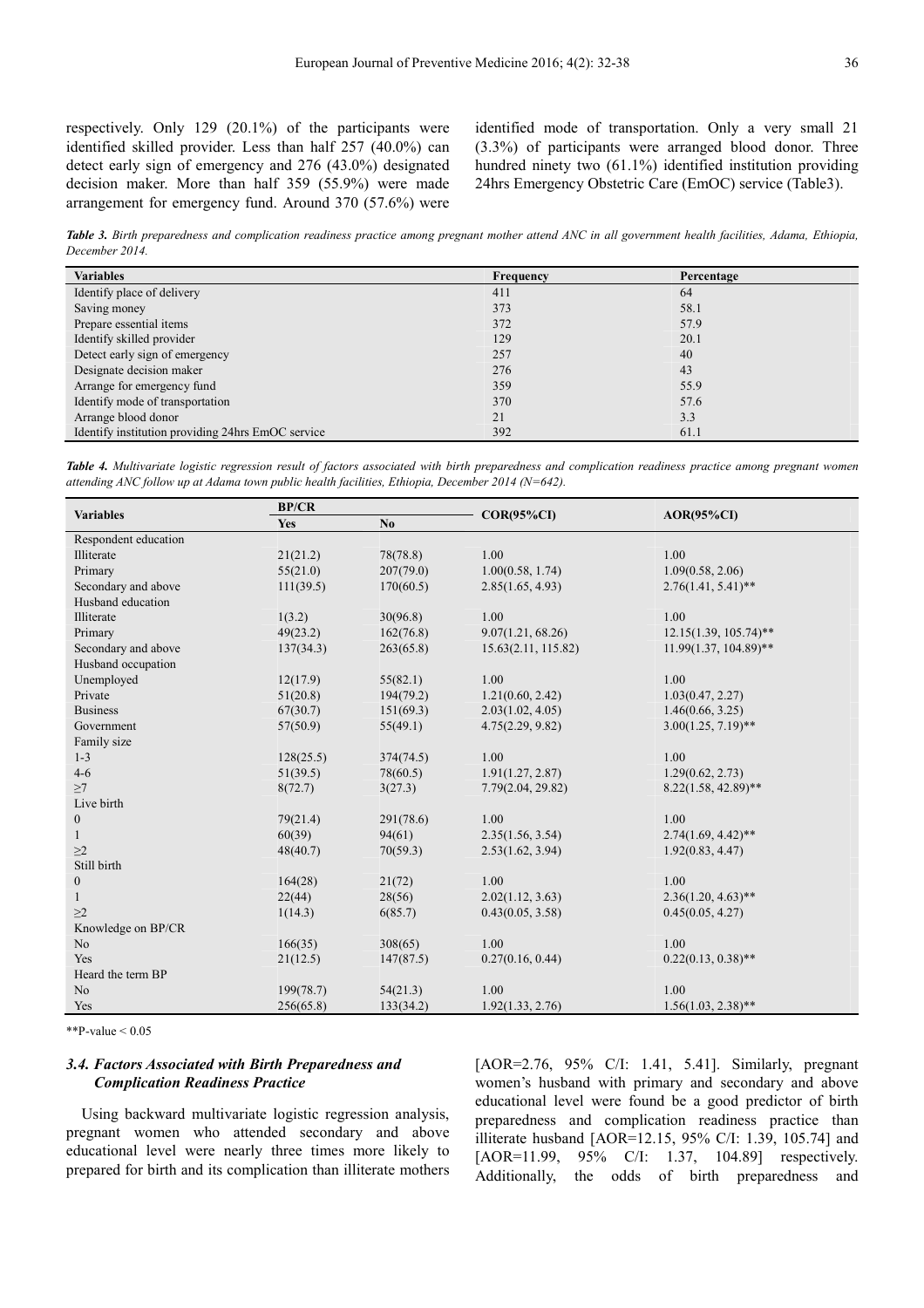respectively. Only 129 (20.1%) of the participants were identified skilled provider. Less than half 257 (40.0%) can detect early sign of emergency and 276 (43.0%) designated decision maker. More than half 359 (55.9%) were made arrangement for emergency fund. Around 370 (57.6%) were identified mode of transportation. Only a very small 21 (3.3%) of participants were arranged blood donor. Three hundred ninety two (61.1%) identified institution providing 24hrs Emergency Obstetric Care (EmOC) service (Table3).

***Table 3.*** *Birth preparedness and complication readiness practice among pregnant mother attend ANC in all government health facilities, Adama, Ethiopia, December 2014.*

| Variables | Frequency | Percentage |
|---|---|---|
| Identify place of delivery | 411 | 64 |
| Saving money | 373 | 58.1 |
| Prepare essential items | 372 | 57.9 |
| Identify skilled provider | 129 | 20.1 |
| Detect early sign of emergency | 257 | 40 |
| Designate decision maker | 276 | 43 |
| Arrange for emergency fund | 359 | 55.9 |
| Identify mode of transportation | 370 | 57.6 |
| Arrange blood donor | 21 | 3.3 |
| Identify institution providing 24hrs EmOC service | 392 | 61.1 |

***Table 4.*** *Multivariate logistic regression result of factors associated with birth preparedness and complication readiness practice among pregnant women attending ANC follow up at Adama town public health facilities, Ethiopia, December 2014 (N=642).*

| Variables | BP/CR | | COR(95%CI) | AOR(95%CI) |
|---|---|---|---|---|
| | Yes | No | | |
| Respondent education | | | | |
| Illiterate | 21(21.2) | 78(78.8) | 1.00 | 1.00 |
| Primary | 55(21.0) | 207(79.0) | 1.00(0.58, 1.74) | 1.09(0.58, 2.06) |
| Secondary and above | 111(39.5) | 170(60.5) | 2.85(1.65, 4.93) | 2.76(1.41, 5.41)** |
| Husband education | | | | |
| Illiterate | 1(3.2) | 30(96.8) | 1.00 | 1.00 |
| Primary | 49(23.2) | 162(76.8) | 9.07(1.21, 68.26) | 12.15(1.39, 105.74)** |
| Secondary and above | 137(34.3) | 263(65.8) | 15.63(2.11, 115.82) | 11.99(1.37, 104.89)** |
| Husband occupation | | | | |
| Unemployed | 12(17.9) | 55(82.1) | 1.00 | 1.00 |
| Private | 51(20.8) | 194(79.2) | 1.21(0.60, 2.42) | 1.03(0.47, 2.27) |
| Business | 67(30.7) | 151(69.3) | 2.03(1.02, 4.05) | 1.46(0.66, 3.25) |
| Government | 57(50.9) | 55(49.1) | 4.75(2.29, 9.82) | 3.00(1.25, 7.19)** |
| Family size | | | | |
| 1-3 | 128(25.5) | 374(74.5) | 1.00 | 1.00 |
| 4-6 | 51(39.5) | 78(60.5) | 1.91(1.27, 2.87) | 1.29(0.62, 2.73) |
| ≥7 | 8(72.7) | 3(27.3) | 7.79(2.04, 29.82) | 8.22(1.58, 42.89)** |
| Live birth | | | | |
| 0 | 79(21.4) | 291(78.6) | 1.00 | 1.00 |
| 1 | 60(39) | 94(61) | 2.35(1.56, 3.54) | 2.74(1.69, 4.42)** |
| ≥2 | 48(40.7) | 70(59.3) | 2.53(1.62, 3.94) | 1.92(0.83, 4.47) |
| Still birth | | | | |
| 0 | 164(28) | 21(72) | 1.00 | 1.00 |
| 1 | 22(44) | 28(56) | 2.02(1.12, 3.63) | 2.36(1.20, 4.63)** |
| ≥2 | 1(14.3) | 6(85.7) | 0.43(0.05, 3.58) | 0.45(0.05, 4.27) |
| Knowledge on BP/CR | | | | |
| No | 166(35) | 308(65) | 1.00 | 1.00 |
| Yes | 21(12.5) | 147(87.5) | 0.27(0.16, 0.44) | 0.22(0.13, 0.38)** |
| Heard the term BP | | | | |
| No | 199(78.7) | 54(21.3) | 1.00 | 1.00 |
| Yes | 256(65.8) | 133(34.2) | 1.92(1.33, 2.76) | 1.56(1.03, 2.38)** |

**P-value < 0.05

### *3.4. Factors Associated with Birth Preparedness and Complication Readiness Practice*

Using backward multivariate logistic regression analysis, pregnant women who attended secondary and above educational level were nearly three times more likely to prepared for birth and its complication than illiterate mothers [AOR=2.76, 95% C/I: 1.41, 5.41]. Similarly, pregnant women's husband with primary and secondary and above educational level were found be a good predictor of birth preparedness and complication readiness practice than illiterate husband [AOR=12.15, 95% C/I: 1.39, 105.74] and [AOR=11.99, 95% C/I: 1.37, 104.89] respectively. Additionally, the odds of birth preparedness and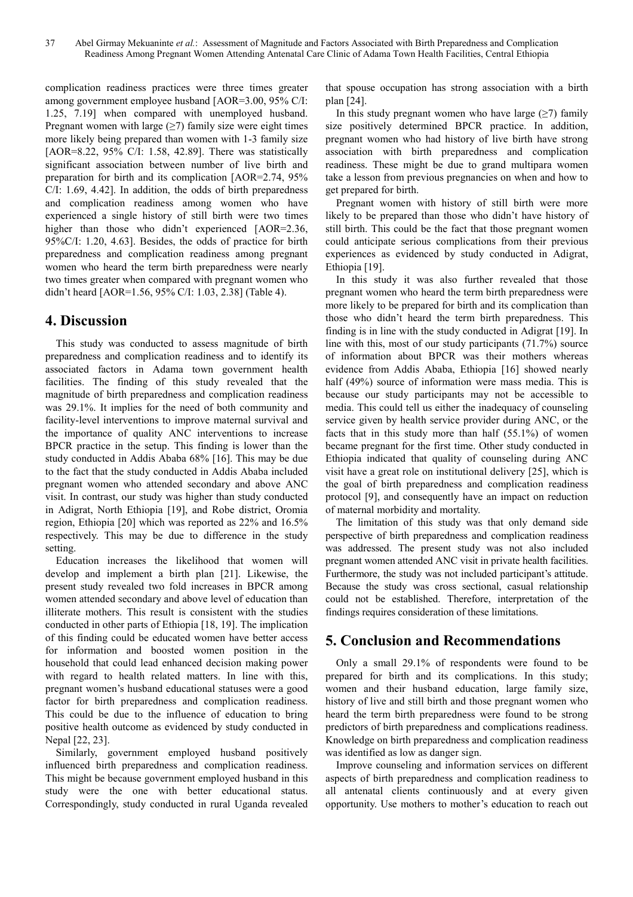complication readiness practices were three times greater among government employee husband [AOR=3.00, 95% C/I: 1.25, 7.19] when compared with unemployed husband. Pregnant women with large (≥7) family size were eight times more likely being prepared than women with 1-3 family size [AOR=8.22, 95% C/I: 1.58, 42.89]. There was statistically significant association between number of live birth and preparation for birth and its complication [AOR=2.74, 95% C/I: 1.69, 4.42]. In addition, the odds of birth preparedness and complication readiness among women who have experienced a single history of still birth were two times higher than those who didn't experienced [AOR=2.36, 95%C/I: 1.20, 4.63]. Besides, the odds of practice for birth preparedness and complication readiness among pregnant women who heard the term birth preparedness were nearly two times greater when compared with pregnant women who didn't heard [AOR=1.56, 95% C/I: 1.03, 2.38] (Table 4).

## 4. Discussion

This study was conducted to assess magnitude of birth preparedness and complication readiness and to identify its associated factors in Adama town government health facilities. The finding of this study revealed that the magnitude of birth preparedness and complication readiness was 29.1%. It implies for the need of both community and facility-level interventions to improve maternal survival and the importance of quality ANC interventions to increase BPCR practice in the setup. This finding is lower than the study conducted in Addis Ababa 68% [16]. This may be due to the fact that the study conducted in Addis Ababa included pregnant women who attended secondary and above ANC visit. In contrast, our study was higher than study conducted in Adigrat, North Ethiopia [19], and Robe district, Oromia region, Ethiopia [20] which was reported as 22% and 16.5% respectively. This may be due to difference in the study setting.

Education increases the likelihood that women will develop and implement a birth plan [21]. Likewise, the present study revealed two fold increases in BPCR among women attended secondary and above level of education than illiterate mothers. This result is consistent with the studies conducted in other parts of Ethiopia [18, 19]. The implication of this finding could be educated women have better access for information and boosted women position in the household that could lead enhanced decision making power with regard to health related matters. In line with this, pregnant women's husband educational statuses were a good factor for birth preparedness and complication readiness. This could be due to the influence of education to bring positive health outcome as evidenced by study conducted in Nepal [22, 23].

Similarly, government employed husband positively influenced birth preparedness and complication readiness. This might be because government employed husband in this study were the one with better educational status. Correspondingly, study conducted in rural Uganda revealed that spouse occupation has strong association with a birth plan [24].

In this study pregnant women who have large (≥7) family size positively determined BPCR practice. In addition, pregnant women who had history of live birth have strong association with birth preparedness and complication readiness. These might be due to grand multipara women take a lesson from previous pregnancies on when and how to get prepared for birth.

Pregnant women with history of still birth were more likely to be prepared than those who didn't have history of still birth. This could be the fact that those pregnant women could anticipate serious complications from their previous experiences as evidenced by study conducted in Adigrat, Ethiopia [19].

In this study it was also further revealed that those pregnant women who heard the term birth preparedness were more likely to be prepared for birth and its complication than those who didn't heard the term birth preparedness. This finding is in line with the study conducted in Adigrat [19]. In line with this, most of our study participants (71.7%) source of information about BPCR was their mothers whereas evidence from Addis Ababa, Ethiopia [16] showed nearly half (49%) source of information were mass media. This is because our study participants may not be accessible to media. This could tell us either the inadequacy of counseling service given by health service provider during ANC, or the facts that in this study more than half (55.1%) of women became pregnant for the first time. Other study conducted in Ethiopia indicated that quality of counseling during ANC visit have a great role on institutional delivery [25], which is the goal of birth preparedness and complication readiness protocol [9], and consequently have an impact on reduction of maternal morbidity and mortality.

The limitation of this study was that only demand side perspective of birth preparedness and complication readiness was addressed. The present study was not also included pregnant women attended ANC visit in private health facilities. Furthermore, the study was not included participant's attitude. Because the study was cross sectional, casual relationship could not be established. Therefore, interpretation of the findings requires consideration of these limitations.

## 5. Conclusion and Recommendations

Only a small 29.1% of respondents were found to be prepared for birth and its complications. In this study; women and their husband education, large family size, history of live and still birth and those pregnant women who heard the term birth preparedness were found to be strong predictors of birth preparedness and complications readiness. Knowledge on birth preparedness and complication readiness was identified as low as danger sign.

Improve counseling and information services on different aspects of birth preparedness and complication readiness to all antenatal clients continuously and at every given opportunity. Use mothers to mother's education to reach out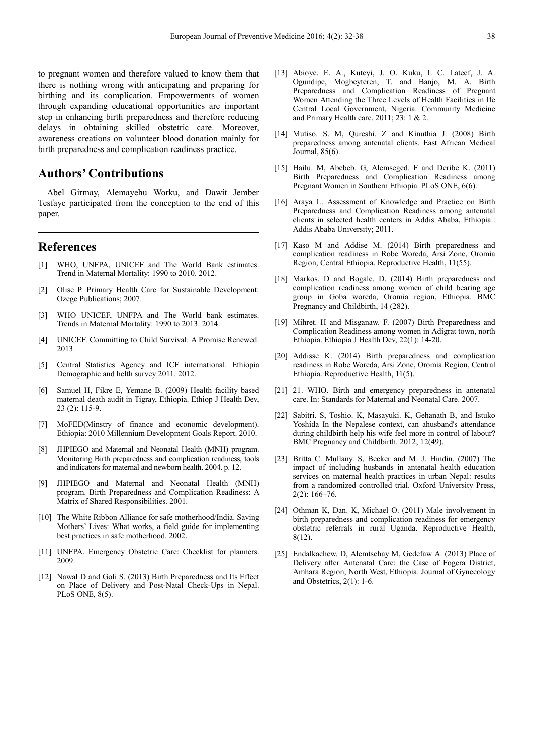to pregnant women and therefore valued to know them that there is nothing wrong with anticipating and preparing for birthing and its complication. Empowerments of women through expanding educational opportunities are important step in enhancing birth preparedness and therefore reducing delays in obtaining skilled obstetric care. Moreover, awareness creations on volunteer blood donation mainly for birth preparedness and complication readiness practice.

## Authors' Contributions

Abel Girmay, Alemayehu Worku, and Dawit Jember Tesfaye participated from the conception to the end of this paper.

## References

[1] WHO, UNFPA, UNICEF and The World Bank estimates. Trend in Maternal Mortality: 1990 to 2010. 2012.

[2] Olise P. Primary Health Care for Sustainable Development: Ozege Publications; 2007.

[3] WHO UNICEF, UNFPA and The World bank estimates. Trends in Maternal Mortality: 1990 to 2013. 2014.

[4] UNICEF. Committing to Child Survival: A Promise Renewed. 2013.

[5] Central Statistics Agency and ICF international. Ethiopia Demographic and helth survey 2011. 2012.

[6] Samuel H, Fikre E, Yemane B. (2009) Health facility based maternal death audit in Tigray, Ethiopia. Ethiop J Health Dev, 23 (2): 115-9.

[7] MoFED(Minstry of finance and economic development). Ethiopia: 2010 Millennium Development Goals Report. 2010.

[8] JHPIEGO and Maternal and Neonatal Health (MNH) program. Monitoring Birth preparedness and complication readiness, tools and indicators for maternal and newborn health. 2004. p. 12.

[9] JHPIEGO and Maternal and Neonatal Health (MNH) program. Birth Preparedness and Complication Readiness: A Matrix of Shared Responsibilities. 2001.

[10] The White Ribbon Alliance for safe motherhood/India. Saving Mothers' Lives: What works, a field guide for implementing best practices in safe motherhood. 2002.

[11] UNFPA. Emergency Obstetric Care: Checklist for planners. 2009.

[12] Nawal D and Goli S. (2013) Birth Preparedness and Its Effect on Place of Delivery and Post-Natal Check-Ups in Nepal. PLoS ONE, 8(5).

[13] Abioye. E. A., Kuteyi, J. O. Kuku, I. C. Lateef, J. A. Ogundipe, Mogbeyteren, T. and Banjo, M. A. Birth Preparedness and Complication Readiness of Pregnant Women Attending the Three Levels of Health Facilities in Ife Central Local Government, Nigeria. Community Medicine and Primary Health care. 2011; 23: 1 & 2.

[14] Mutiso. S. M, Qureshi. Z and Kinuthia J. (2008) Birth preparedness among antenatal clients. East African Medical Journal, 85(6).

[15] Hailu. M, Abebeb. G, Alemseged. F and Deribe K. (2011) Birth Preparedness and Complication Readiness among Pregnant Women in Southern Ethiopia. PLoS ONE, 6(6).

[16] Araya L. Assessment of Knowledge and Practice on Birth Preparedness and Complication Readiness among antenatal clients in selected health centers in Addis Ababa, Ethiopia.: Addis Ababa University; 2011.

[17] Kaso M and Addise M. (2014) Birth preparedness and complication readiness in Robe Woreda, Arsi Zone, Oromia Region, Central Ethiopia. Reproductive Health, 11(55).

[18] Markos. D and Bogale. D. (2014) Birth preparedness and complication readiness among women of child bearing age group in Goba woreda, Oromia region, Ethiopia. BMC Pregnancy and Childbirth, 14 (282).

[19] Mihret. H and Misganaw. F. (2007) Birth Preparedness and Complication Readiness among women in Adigrat town, north Ethiopia. Ethiopia J Health Dev, 22(1): 14-20.

[20] Addisse K. (2014) Birth preparedness and complication readiness in Robe Woreda, Arsi Zone, Oromia Region, Central Ethiopia. Reproductive Health, 11(5).

[21] 21. WHO. Birth and emergency preparedness in antenatal care. In: Standards for Maternal and Neonatal Care. 2007.

[22] Sabitri. S, Toshio. K, Masayuki. K, Gehanath B, and Istuko Yoshida In the Nepalese context, can ahusband's attendance during childbirth help his wife feel more in control of labour? BMC Pregnancy and Childbirth. 2012; 12(49).

[23] Britta C. Mullany. S, Becker and M. J. Hindin. (2007) The impact of including husbands in antenatal health education services on maternal health practices in urban Nepal: results from a randomized controlled trial. Oxford University Press, 2(2): 166–76.

[24] Othman K, Dan. K, Michael O. (2011) Male involvement in birth preparedness and complication readiness for emergency obstetric referrals in rural Uganda. Reproductive Health, 8(12).

[25] Endalkachew. D, Alemtsehay M, Gedefaw A. (2013) Place of Delivery after Antenatal Care: the Case of Fogera District, Amhara Region, North West, Ethiopia. Journal of Gynecology and Obstetrics, 2(1): 1-6.